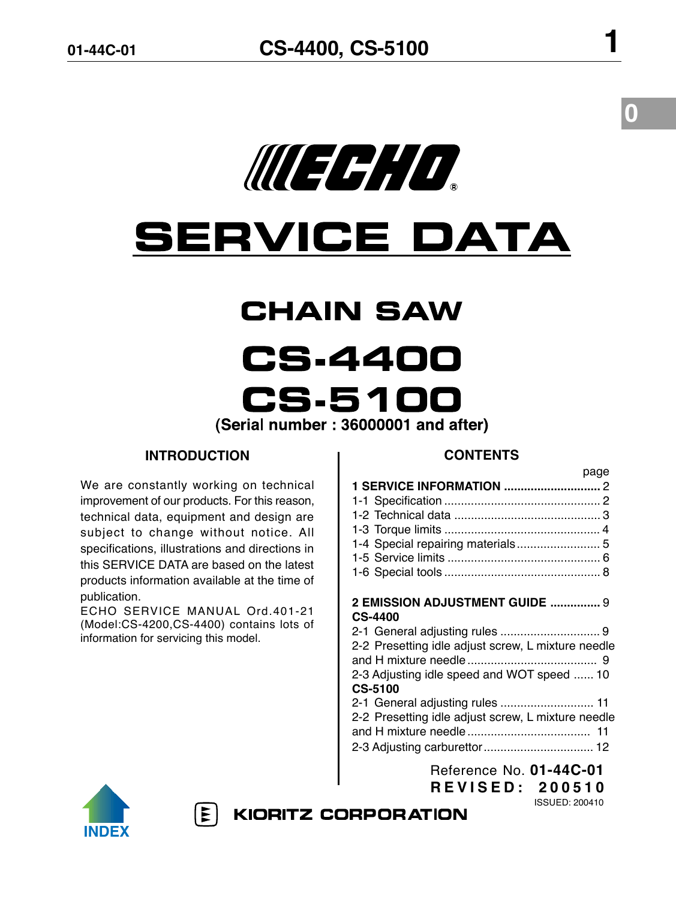# ECHO®

# SERVICE DATA

## CHAIN SAW

## CS-4400
## CS-5100

**(Serial number : 36000001 and after)**

### INTRODUCTION

We are constantly working on technical improvement of our products. For this reason, technical data, equipment and design are subject to change without notice. All specifications, illustrations and directions in this SERVICE DATA are based on the latest products information available at the time of publication.

ECHO SERVICE MANUAL Ord.401-21 (Model:CS-4200,CS-4400) contains lots of information for servicing this model.

### CONTENTS

page

**1 SERVICE INFORMATION** .............................. 2
1-1 Specification ............................................... 2
1-2 Technical data ............................................ 3
1-3 Torque limits ............................................... 4
1-4 Special repairing materials ......................... 5
1-5 Service limits .............................................. 6
1-6 Special tools ............................................... 8

**2 EMISSION ADJUSTMENT GUIDE** ............... 9
**CS-4400**
2-1 General adjusting rules .............................. 9
2-2 Presetting idle adjust screw, L mixture needle and H mixture needle ....................................... 9
2-3 Adjusting idle speed and WOT speed ...... 10
**CS-5100**
2-1 General adjusting rules ............................ 11
2-2 Presetting idle adjust screw, L mixture needle and H mixture needle ..................................... 11
2-3 Adjusting carburettor ................................. 12

Reference No. **01-44C-01**
**REVISED: 200510**
ISSUED: 200410

INDEX

KIORITZ CORPORATION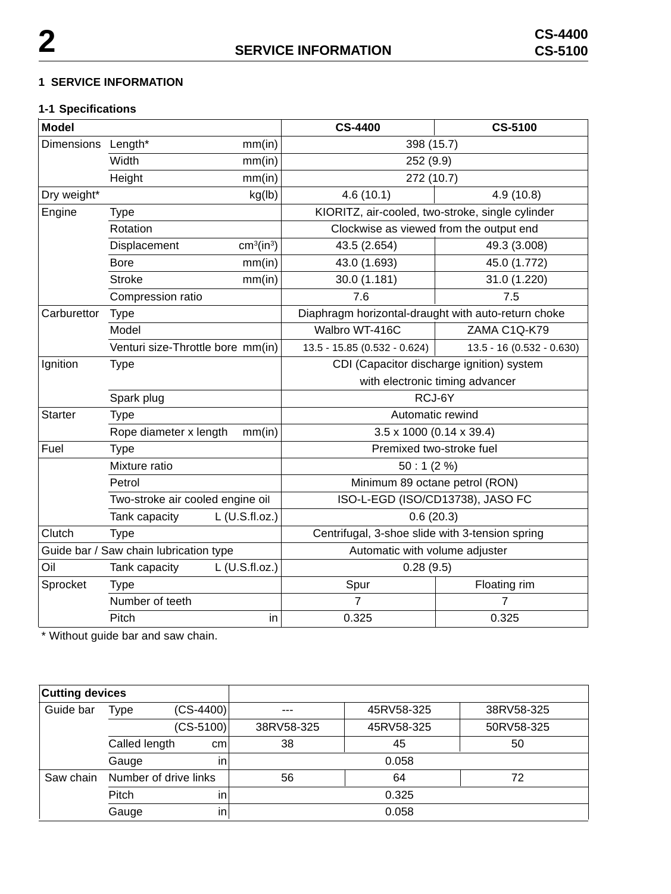# 1 SERVICE INFORMATION

## 1-1 Specifications

| Model | | | CS-4400 | CS-5100 |
|---|---|---|---|---|
| Dimensions | Length* | mm(in) | 398 (15.7) | |
| | Width | mm(in) | 252 (9.9) | |
| | Height | mm(in) | 272 (10.7) | |
| Dry weight* | | kg(lb) | 4.6 (10.1) | 4.9 (10.8) |
| Engine | Type | | KIORITZ, air-cooled, two-stroke, single cylinder | |
| | Rotation | | Clockwise as viewed from the output end | |
| | Displacement | $cm^3(in^3)$ | 43.5 (2.654) | 49.3 (3.008) |
| | Bore | mm(in) | 43.0 (1.693) | 45.0 (1.772) |
| | Stroke | mm(in) | 30.0 (1.181) | 31.0 (1.220) |
| | Compression ratio | | 7.6 | 7.5 |
| Carburettor | Type | | Diaphragm horizontal-draught with auto-return choke | |
| | Model | | Walbro WT-416C | ZAMA C1Q-K79 |
| | Venturi size-Throttle bore | mm(in) | 13.5 - 15.85 (0.532 - 0.624) | 13.5 - 16 (0.532 - 0.630) |
| Ignition | Type | | CDI (Capacitor discharge ignition) system with electronic timing advancer | |
| | Spark plug | | RCJ-6Y | |
| Starter | Type | | Automatic rewind | |
| | Rope diameter x length | mm(in) | 3.5 x 1000 (0.14 x 39.4) | |
| Fuel | Type | | Premixed two-stroke fuel | |
| | Mixture ratio | | 50 : 1 (2 %) | |
| | Petrol | | Minimum 89 octane petrol (RON) | |
| | Two-stroke air cooled engine oil | | ISO-L-EGD (ISO/CD13738), JASO FC | |
| | Tank capacity | L (U.S.fl.oz.) | 0.6 (20.3) | |
| Clutch | Type | | Centrifugal, 3-shoe slide with 3-tension spring | |
| Guide bar / Saw chain lubrication type | | | Automatic with volume adjuster | |
| Oil | Tank capacity | L (U.S.fl.oz.) | 0.28 (9.5) | |
| Sprocket | Type | | Spur | Floating rim |
| | Number of teeth | | 7 | 7 |
| | Pitch | in | 0.325 | 0.325 |

\* Without guide bar and saw chain.

| Cutting devices | | | | | |
|---|---|---|---|---|---|
| Guide bar | Type | (CS-4400) | --- | 45RV58-325 | 38RV58-325 |
| | | (CS-5100) | 38RV58-325 | 45RV58-325 | 50RV58-325 |
| | Called length | cm | 38 | 45 | 50 |
| | Gauge | in | 0.058 | | |
| Saw chain | Number of drive links | | 56 | 64 | 72 |
| | Pitch | in | 0.325 | | |
| | Gauge | in | 0.058 | | |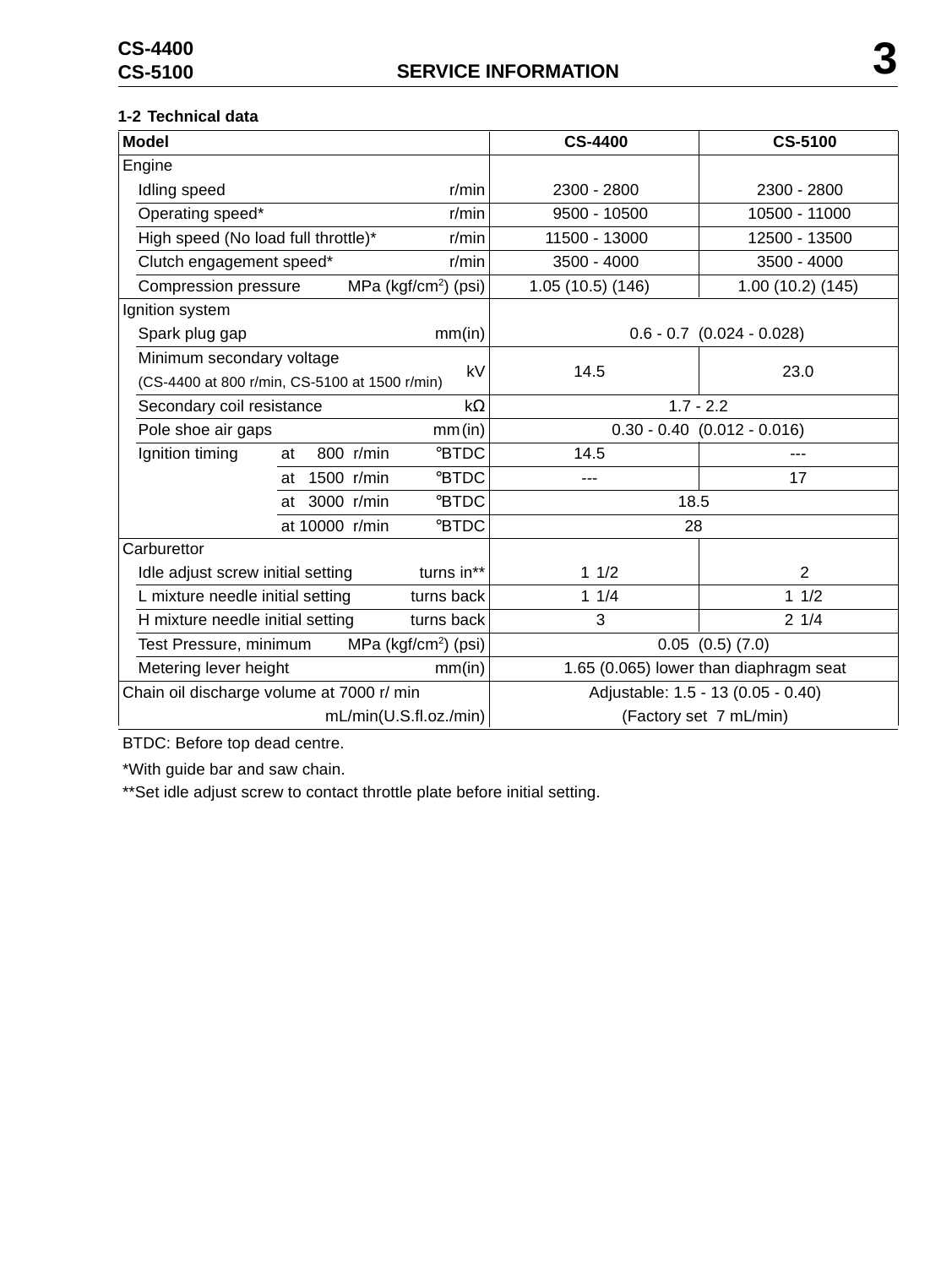### 1-2 Technical data

| Model | | CS-4400 | CS-5100 |
|---|---|---|---|
| Engine | | | |
| Idling speed | r/min | 2300 - 2800 | 2300 - 2800 |
| Operating speed* | r/min | 9500 - 10500 | 10500 - 11000 |
| High speed (No load full throttle)* | r/min | 11500 - 13000 | 12500 - 13500 |
| Clutch engagement speed* | r/min | 3500 - 4000 | 3500 - 4000 |
| Compression pressure | MPa (kgf/cm$^2$) (psi) | 1.05 (10.5) (146) | 1.00 (10.2) (145) |
| Ignition system | | | |
| Spark plug gap | mm(in) | 0.6 - 0.7 (0.024 - 0.028) | |
| Minimum secondary voltage (CS-4400 at 800 r/min, CS-5100 at 1500 r/min) | kV | 14.5 | 23.0 |
| Secondary coil resistance | kΩ | 1.7 - 2.2 | |
| Pole shoe air gaps | mm (in) | 0.30 - 0.40 (0.012 - 0.016) | |
| Ignition timing at 800 r/min | °BTDC | 14.5 | --- |
| at 1500 r/min | °BTDC | --- | 17 |
| at 3000 r/min | °BTDC | 18.5 | |
| at 10000 r/min | °BTDC | 28 | |
| Carburettor | | | |
| Idle adjust screw initial setting | turns in** | 1 1/2 | 2 |
| L mixture needle initial setting | turns back | 1 1/4 | 1 1/2 |
| H mixture needle initial setting | turns back | 3 | 2 1/4 |
| Test Pressure, minimum | MPa (kgf/cm$^2$) (psi) | 0.05 (0.5) (7.0) | |
| Metering lever height | mm(in) | 1.65 (0.065) lower than diaphragm seat | |
| Chain oil discharge volume at 7000 r/ min | mL/min(U.S.fl.oz./min) | Adjustable: 1.5 - 13 (0.05 - 0.40) (Factory set 7 mL/min) | |

BTDC: Before top dead centre.

*With guide bar and saw chain.

**Set idle adjust screw to contact throttle plate before initial setting.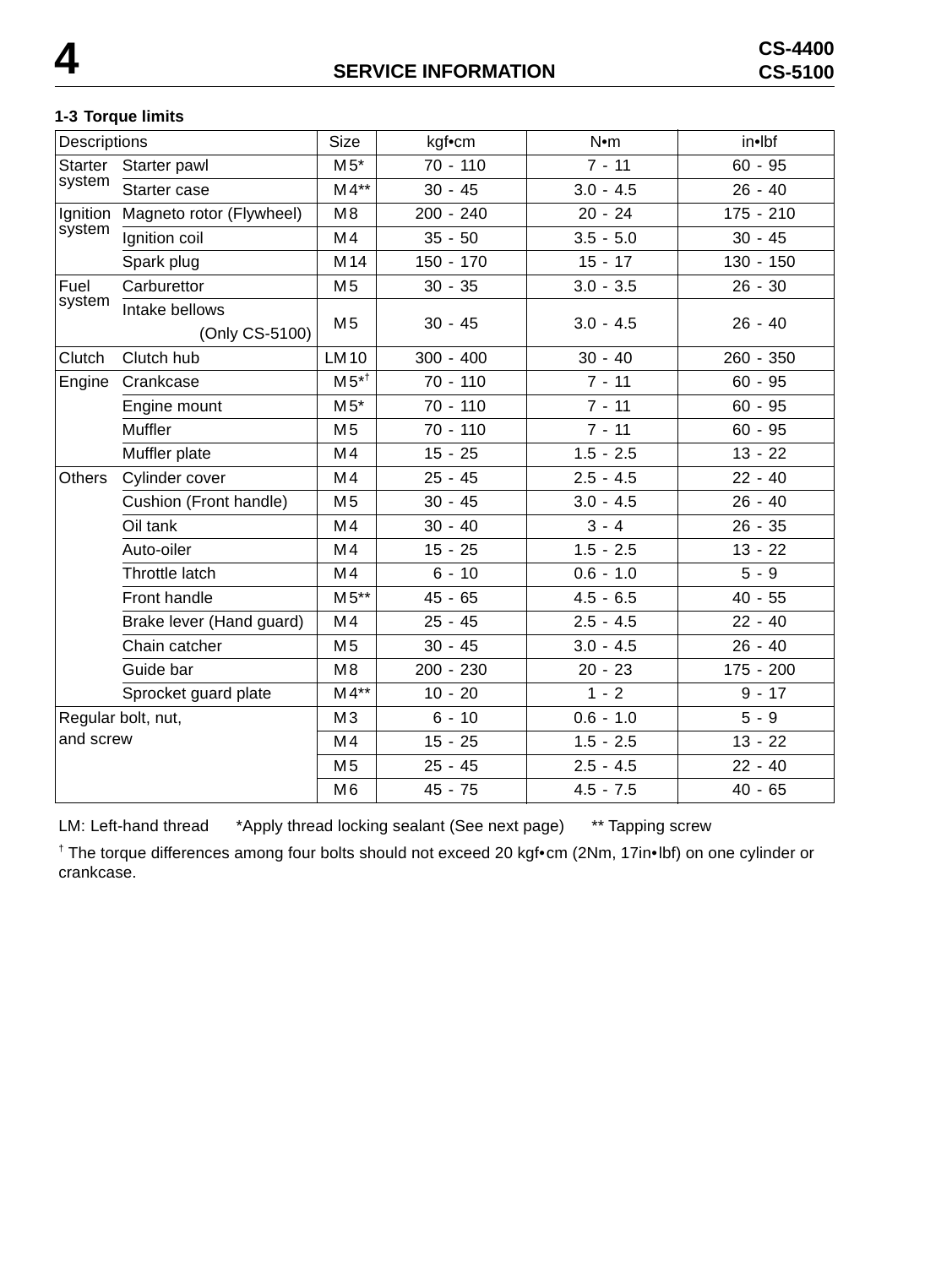## 1-3 Torque limits

| Descriptions | | Size | kgf•cm | N•m | in•lbf |
|---|---|---|---|---|---|
| Starter system | Starter pawl | M5* | 70 - 110 | 7 - 11 | 60 - 95 |
| | Starter case | M4** | 30 - 45 | 3.0 - 4.5 | 26 - 40 |
| Ignition system | Magneto rotor (Flywheel) | M8 | 200 - 240 | 20 - 24 | 175 - 210 |
| | Ignition coil | M4 | 35 - 50 | 3.5 - 5.0 | 30 - 45 |
| | Spark plug | M14 | 150 - 170 | 15 - 17 | 130 - 150 |
| Fuel system | Carburettor | M5 | 30 - 35 | 3.0 - 3.5 | 26 - 30 |
| | Intake bellows (Only CS-5100) | M5 | 30 - 45 | 3.0 - 4.5 | 26 - 40 |
| Clutch | Clutch hub | LM10 | 300 - 400 | 30 - 40 | 260 - 350 |
| Engine | Crankcase | M5*† | 70 - 110 | 7 - 11 | 60 - 95 |
| | Engine mount | M5* | 70 - 110 | 7 - 11 | 60 - 95 |
| | Muffler | M5 | 70 - 110 | 7 - 11 | 60 - 95 |
| | Muffler plate | M4 | 15 - 25 | 1.5 - 2.5 | 13 - 22 |
| Others | Cylinder cover | M4 | 25 - 45 | 2.5 - 4.5 | 22 - 40 |
| | Cushion (Front handle) | M5 | 30 - 45 | 3.0 - 4.5 | 26 - 40 |
| | Oil tank | M4 | 30 - 40 | 3 - 4 | 26 - 35 |
| | Auto-oiler | M4 | 15 - 25 | 1.5 - 2.5 | 13 - 22 |
| | Throttle latch | M4 | 6 - 10 | 0.6 - 1.0 | 5 - 9 |
| | Front handle | M5** | 45 - 65 | 4.5 - 6.5 | 40 - 55 |
| | Brake lever (Hand guard) | M4 | 25 - 45 | 2.5 - 4.5 | 22 - 40 |
| | Chain catcher | M5 | 30 - 45 | 3.0 - 4.5 | 26 - 40 |
| | Guide bar | M8 | 200 - 230 | 20 - 23 | 175 - 200 |
| | Sprocket guard plate | M4** | 10 - 20 | 1 - 2 | 9 - 17 |
| Regular bolt, nut, and screw | | M3 | 6 - 10 | 0.6 - 1.0 | 5 - 9 |
| | | M4 | 15 - 25 | 1.5 - 2.5 | 13 - 22 |
| | | M5 | 25 - 45 | 2.5 - 4.5 | 22 - 40 |
| | | M6 | 45 - 75 | 4.5 - 7.5 | 40 - 65 |

LM: Left-hand thread *Apply thread locking sealant (See next page) ** Tapping screw

† The torque differences among four bolts should not exceed 20 kgf•cm (2Nm, 17in•lbf) on one cylinder or crankcase.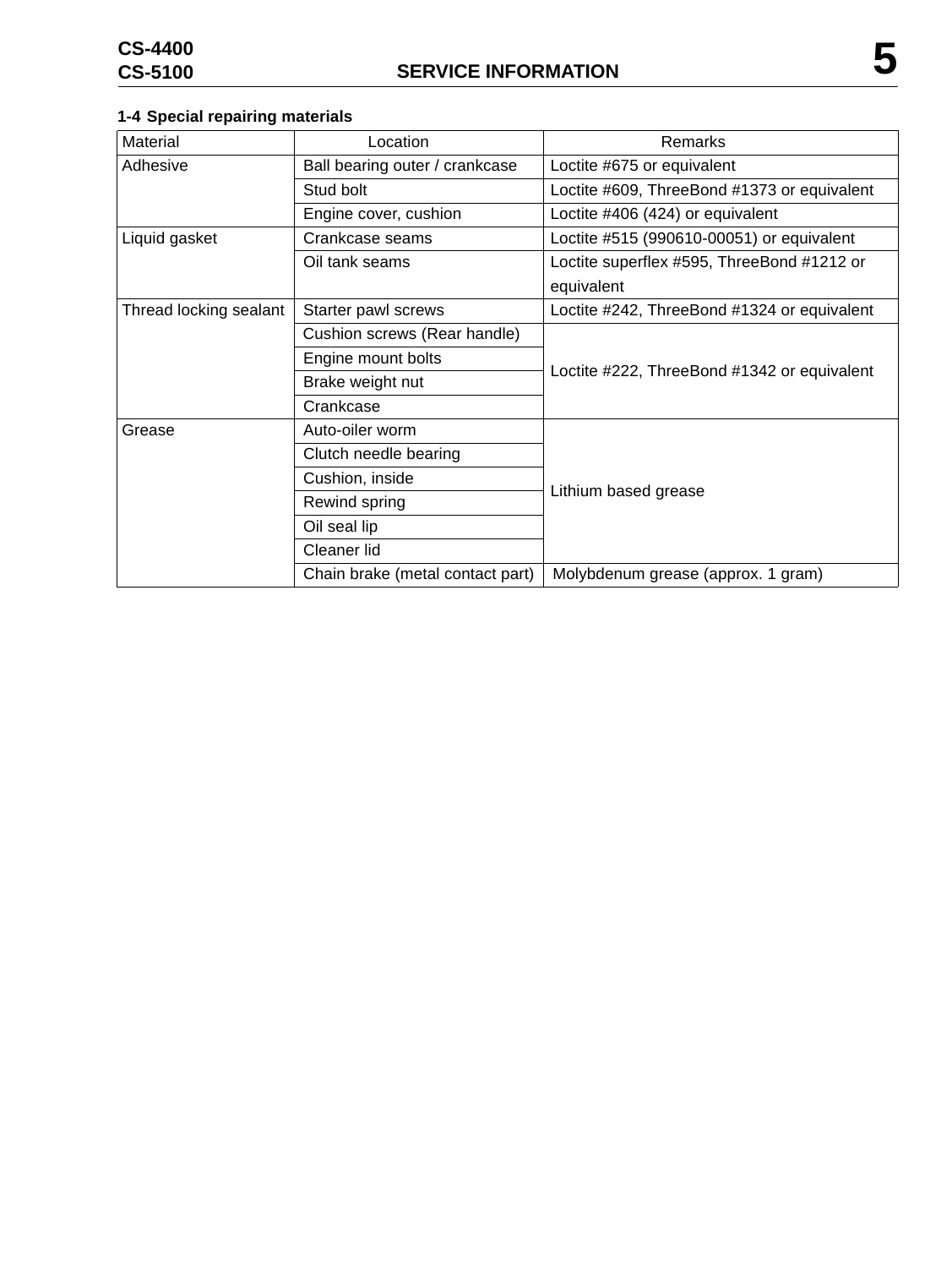### 1-4 Special repairing materials

| Material | Location | Remarks |
|---|---|---|
| Adhesive | Ball bearing outer / crankcase | Loctite #675 or equivalent |
| | Stud bolt | Loctite #609, ThreeBond #1373 or equivalent |
| | Engine cover, cushion | Loctite #406 (424) or equivalent |
| Liquid gasket | Crankcase seams | Loctite #515 (990610-00051) or equivalent |
| | Oil tank seams | Loctite superflex #595, ThreeBond #1212 or equivalent |
| Thread locking sealant | Starter pawl screws | Loctite #242, ThreeBond #1324 or equivalent |
| | Cushion screws (Rear handle) | Loctite #222, ThreeBond #1342 or equivalent |
| | Engine mount bolts | |
| | Brake weight nut | |
| | Crankcase | |
| Grease | Auto-oiler worm | Lithium based grease |
| | Clutch needle bearing | |
| | Cushion, inside | |
| | Rewind spring | |
| | Oil seal lip | |
| | Cleaner lid | |
| | Chain brake (metal contact part) | Molybdenum grease (approx. 1 gram) |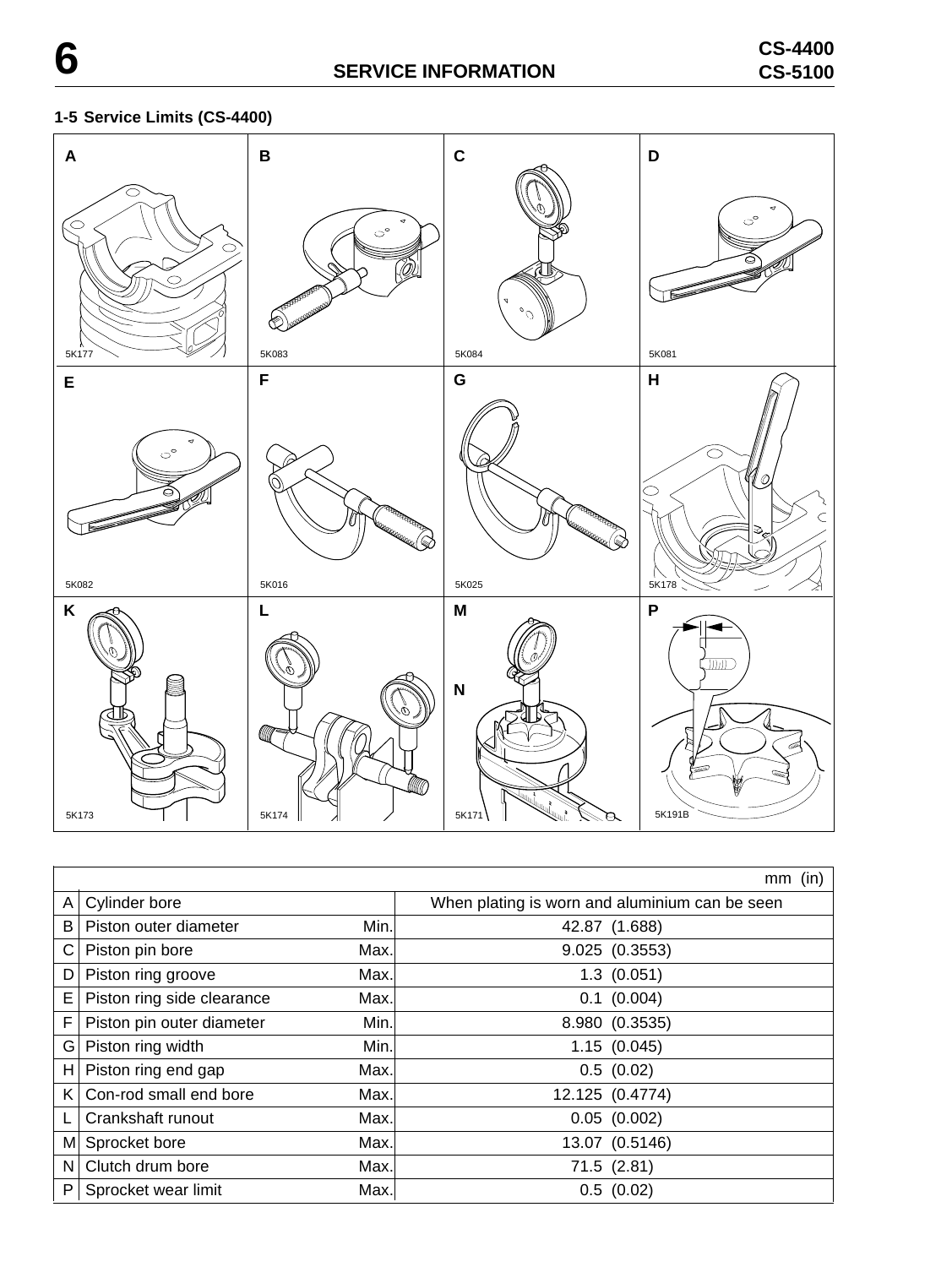## 1-5 Service Limits (CS-4400)

| | | | mm (in) |
|---|---|---|---|
| A | Cylinder bore | | When plating is worn and aluminium can be seen |
| B | Piston outer diameter | Min. | 42.87 (1.688) |
| C | Piston pin bore | Max. | 9.025 (0.3553) |
| D | Piston ring groove | Max. | 1.3 (0.051) |
| E | Piston ring side clearance | Max. | 0.1 (0.004) |
| F | Piston pin outer diameter | Min. | 8.980 (0.3535) |
| G | Piston ring width | Min. | 1.15 (0.045) |
| H | Piston ring end gap | Max. | 0.5 (0.02) |
| K | Con-rod small end bore | Max. | 12.125 (0.4774) |
| L | Crankshaft runout | Max. | 0.05 (0.002) |
| M | Sprocket bore | Max. | 13.07 (0.5146) |
| N | Clutch drum bore | Max. | 71.5 (2.81) |
| P | Sprocket wear limit | Max. | 0.5 (0.02) |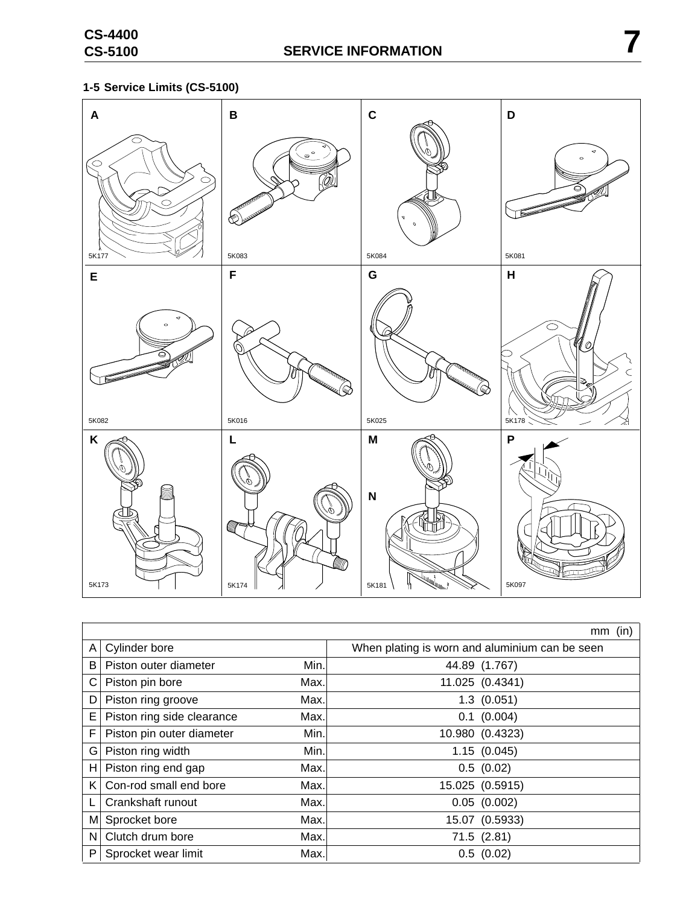## 1-5 Service Limits (CS-5100)

A 5K177 | B 5K083 | C 5K084 | D 5K081 | E 5K082 | F 5K016 | G 5K025 | H 5K178 | K 5K173 | L 5K174 | M N 5K181 | P 5K097

| | | | mm (in) |
|---|---|---|---|
| A | Cylinder bore | | When plating is worn and aluminium can be seen |
| B | Piston outer diameter | Min. | 44.89 (1.767) |
| C | Piston pin bore | Max. | 11.025 (0.4341) |
| D | Piston ring groove | Max. | 1.3 (0.051) |
| E | Piston ring side clearance | Max. | 0.1 (0.004) |
| F | Piston pin outer diameter | Min. | 10.980 (0.4323) |
| G | Piston ring width | Min. | 1.15 (0.045) |
| H | Piston ring end gap | Max. | 0.5 (0.02) |
| K | Con-rod small end bore | Max. | 15.025 (0.5915) |
| L | Crankshaft runout | Max. | 0.05 (0.002) |
| M | Sprocket bore | Max. | 15.07 (0.5933) |
| N | Clutch drum bore | Max. | 71.5 (2.81) |
| P | Sprocket wear limit | Max. | 0.5 (0.02) |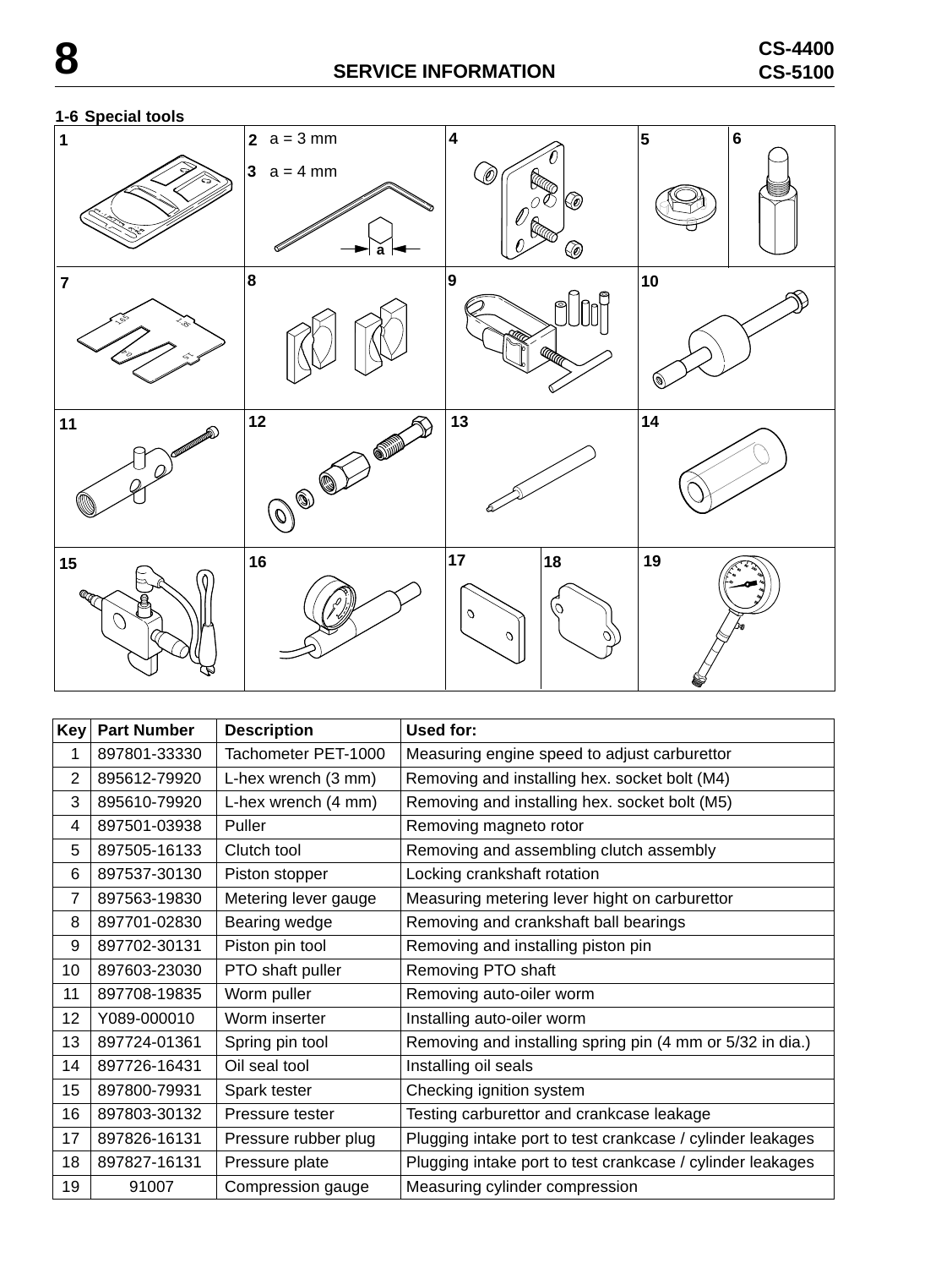## 1-6 Special tools

| Key | Part Number | Description | Used for: |
|---|---|---|---|
| 1 | 897801-33330 | Tachometer PET-1000 | Measuring engine speed to adjust carburettor |
| 2 | 895612-79920 | L-hex wrench (3 mm) | Removing and installing hex. socket bolt (M4) |
| 3 | 895610-79920 | L-hex wrench (4 mm) | Removing and installing hex. socket bolt (M5) |
| 4 | 897501-03938 | Puller | Removing magneto rotor |
| 5 | 897505-16133 | Clutch tool | Removing and assembling clutch assembly |
| 6 | 897537-30130 | Piston stopper | Locking crankshaft rotation |
| 7 | 897563-19830 | Metering lever gauge | Measuring metering lever hight on carburettor |
| 8 | 897701-02830 | Bearing wedge | Removing and crankshaft ball bearings |
| 9 | 897702-30131 | Piston pin tool | Removing and installing piston pin |
| 10 | 897603-23030 | PTO shaft puller | Removing PTO shaft |
| 11 | 897708-19835 | Worm puller | Removing auto-oiler worm |
| 12 | Y089-000010 | Worm inserter | Installing auto-oiler worm |
| 13 | 897724-01361 | Spring pin tool | Removing and installing spring pin (4 mm or 5/32 in dia.) |
| 14 | 897726-16431 | Oil seal tool | Installing oil seals |
| 15 | 897800-79931 | Spark tester | Checking ignition system |
| 16 | 897803-30132 | Pressure tester | Testing carburettor and crankcase leakage |
| 17 | 897826-16131 | Pressure rubber plug | Plugging intake port to test crankcase / cylinder leakages |
| 18 | 897827-16131 | Pressure plate | Plugging intake port to test crankcase / cylinder leakages |
| 19 | 91007 | Compression gauge | Measuring cylinder compression |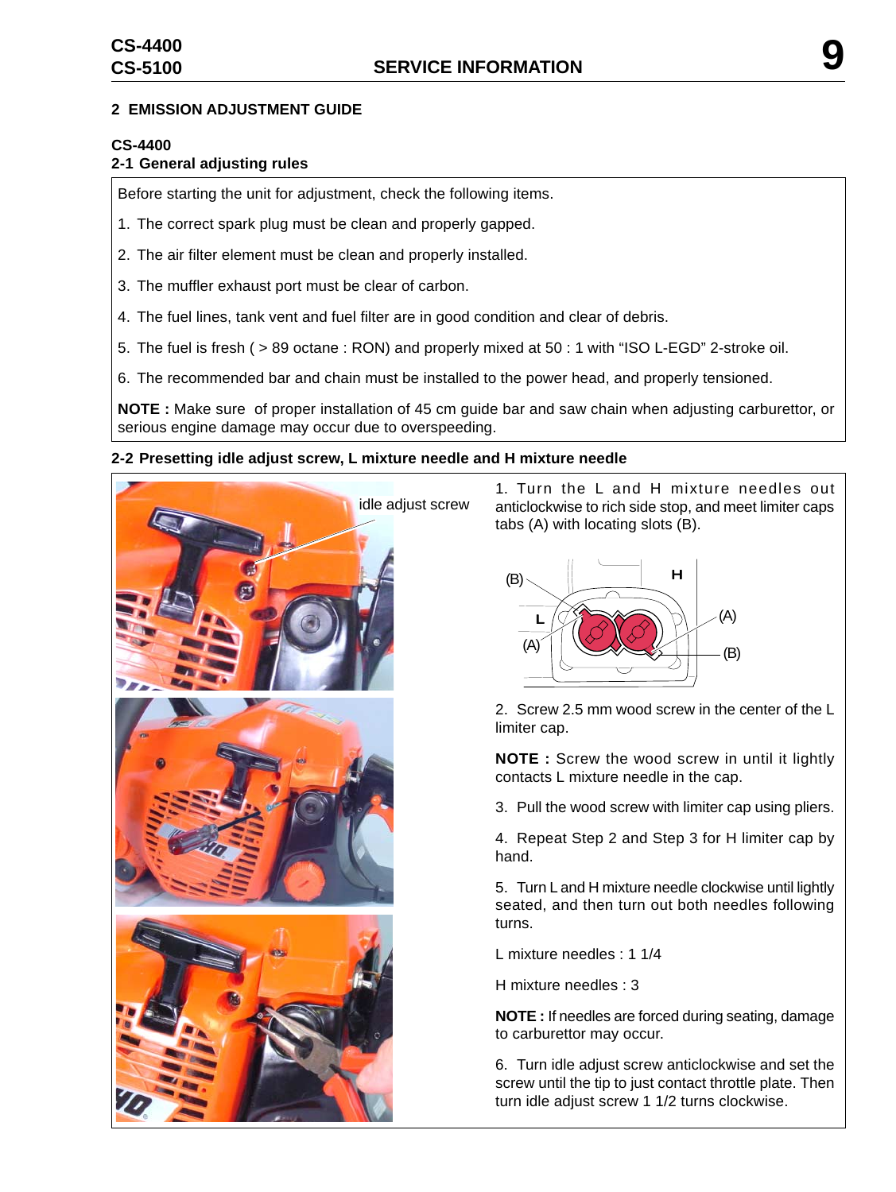## 2 EMISSION ADJUSTMENT GUIDE

### CS-4400

### 2-1 General adjusting rules

Before starting the unit for adjustment, check the following items.

1. The correct spark plug must be clean and properly gapped.
2. The air filter element must be clean and properly installed.
3. The muffler exhaust port must be clear of carbon.
4. The fuel lines, tank vent and fuel filter are in good condition and clear of debris.
5. The fuel is fresh ( > 89 octane : RON) and properly mixed at 50 : 1 with “ISO L-EGD” 2-stroke oil.
6. The recommended bar and chain must be installed to the power head, and properly tensioned.

**NOTE :** Make sure of proper installation of 45 cm guide bar and saw chain when adjusting carburettor, or serious engine damage may occur due to overspeeding.

### 2-2 Presetting idle adjust screw, L mixture needle and H mixture needle

idle adjust screw

1. Turn the L and H mixture needles out anticlockwise to rich side stop, and meet limiter caps tabs (A) with locating slots (B).

(B) H L (A) (A) (B)

2. Screw 2.5 mm wood screw in the center of the L limiter cap.

**NOTE :** Screw the wood screw in until it lightly contacts L mixture needle in the cap.

3. Pull the wood screw with limiter cap using pliers.

4. Repeat Step 2 and Step 3 for H limiter cap by hand.

5. Turn L and H mixture needle clockwise until lightly seated, and then turn out both needles following turns.

L mixture needles : 1 1/4

H mixture needles : 3

**NOTE :** If needles are forced during seating, damage to carburettor may occur.

6. Turn idle adjust screw anticlockwise and set the screw until the tip to just contact throttle plate. Then turn idle adjust screw 1 1/2 turns clockwise.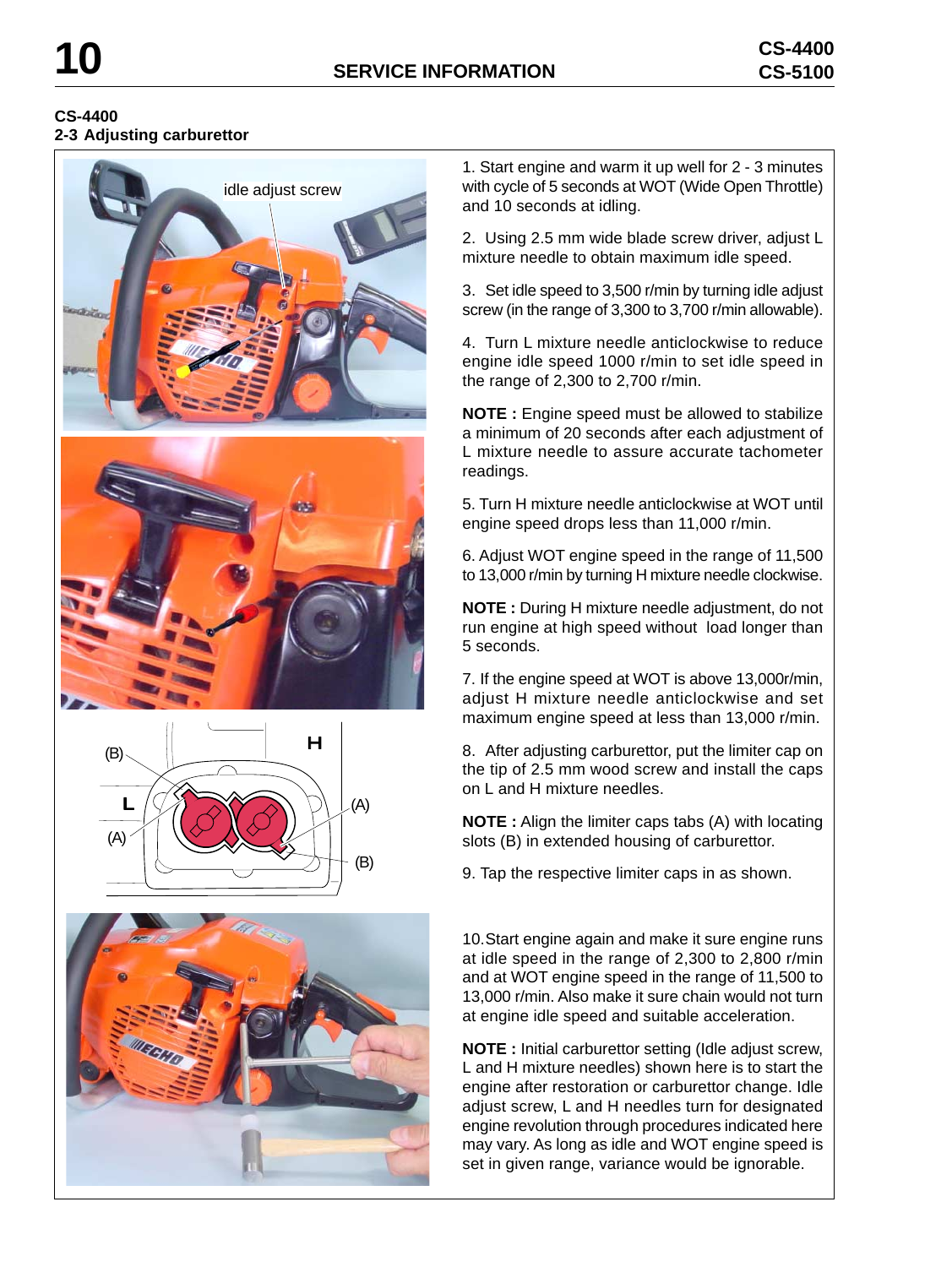CS-4400

## 2-3 Adjusting carburettor

idle adjust screw

1. Start engine and warm it up well for 2 - 3 minutes with cycle of 5 seconds at WOT (Wide Open Throttle) and 10 seconds at idling.

2. Using 2.5 mm wide blade screw driver, adjust L mixture needle to obtain maximum idle speed.

3. Set idle speed to 3,500 r/min by turning idle adjust screw (in the range of 3,300 to 3,700 r/min allowable).

4. Turn L mixture needle anticlockwise to reduce engine idle speed 1000 r/min to set idle speed in the range of 2,300 to 2,700 r/min.

**NOTE :** Engine speed must be allowed to stabilize a minimum of 20 seconds after each adjustment of L mixture needle to assure accurate tachometer readings.

5. Turn H mixture needle anticlockwise at WOT until engine speed drops less than 11,000 r/min.

6. Adjust WOT engine speed in the range of 11,500 to 13,000 r/min by turning H mixture needle clockwise.

**NOTE :** During H mixture needle adjustment, do not run engine at high speed without load longer than 5 seconds.

7. If the engine speed at WOT is above 13,000r/min, adjust H mixture needle anticlockwise and set maximum engine speed at less than 13,000 r/min.

(B) H L (A) (A) (B)

8. After adjusting carburettor, put the limiter cap on the tip of 2.5 mm wood screw and install the caps on L and H mixture needles.

**NOTE :** Align the limiter caps tabs (A) with locating slots (B) in extended housing of carburettor.

9. Tap the respective limiter caps in as shown.

10. Start engine again and make it sure engine runs at idle speed in the range of 2,300 to 2,800 r/min and at WOT engine speed in the range of 11,500 to 13,000 r/min. Also make it sure chain would not turn at engine idle speed and suitable acceleration.

**NOTE :** Initial carburettor setting (Idle adjust screw, L and H mixture needles) shown here is to start the engine after restoration or carburettor change. Idle adjust screw, L and H needles turn for designated engine revolution through procedures indicated here may vary. As long as idle and WOT engine speed is set in given range, variance would be ignorable.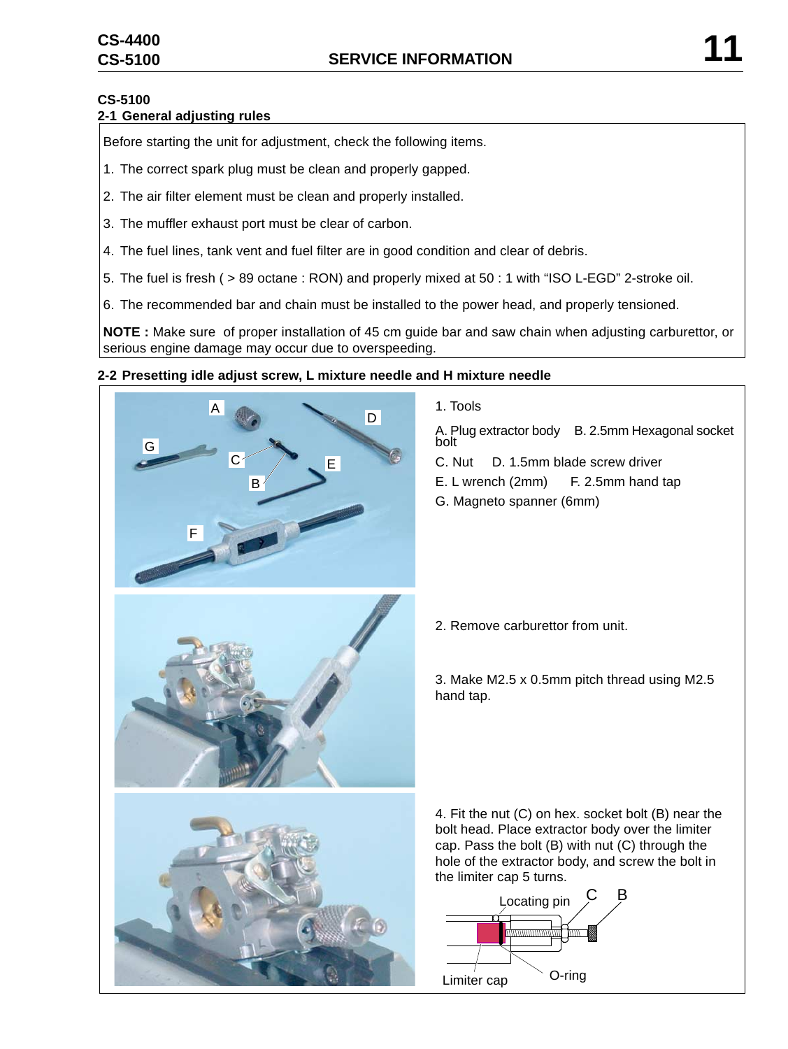## CS-5100

### 2-1 General adjusting rules

Before starting the unit for adjustment, check the following items.

1. The correct spark plug must be clean and properly gapped.
2. The air filter element must be clean and properly installed.
3. The muffler exhaust port must be clear of carbon.
4. The fuel lines, tank vent and fuel filter are in good condition and clear of debris.
5. The fuel is fresh ( > 89 octane : RON) and properly mixed at 50 : 1 with “ISO L-EGD” 2-stroke oil.
6. The recommended bar and chain must be installed to the power head, and properly tensioned.

**NOTE :** Make sure of proper installation of 45 cm guide bar and saw chain when adjusting carburettor, or serious engine damage may occur due to overspeeding.

### 2-2 Presetting idle adjust screw, L mixture needle and H mixture needle

1. Tools

A. Plug extractor body B. 2.5mm Hexagonal socket bolt
C. Nut D. 1.5mm blade screw driver
E. L wrench (2mm) F. 2.5mm hand tap
G. Magneto spanner (6mm)

2. Remove carburettor from unit.

3. Make M2.5 x 0.5mm pitch thread using M2.5 hand tap.

4. Fit the nut (C) on hex. socket bolt (B) near the bolt head. Place extractor body over the limiter cap. Pass the bolt (B) with nut (C) through the hole of the extractor body, and screw the bolt in the limiter cap 5 turns.

Locating pin C B

Limiter cap O-ring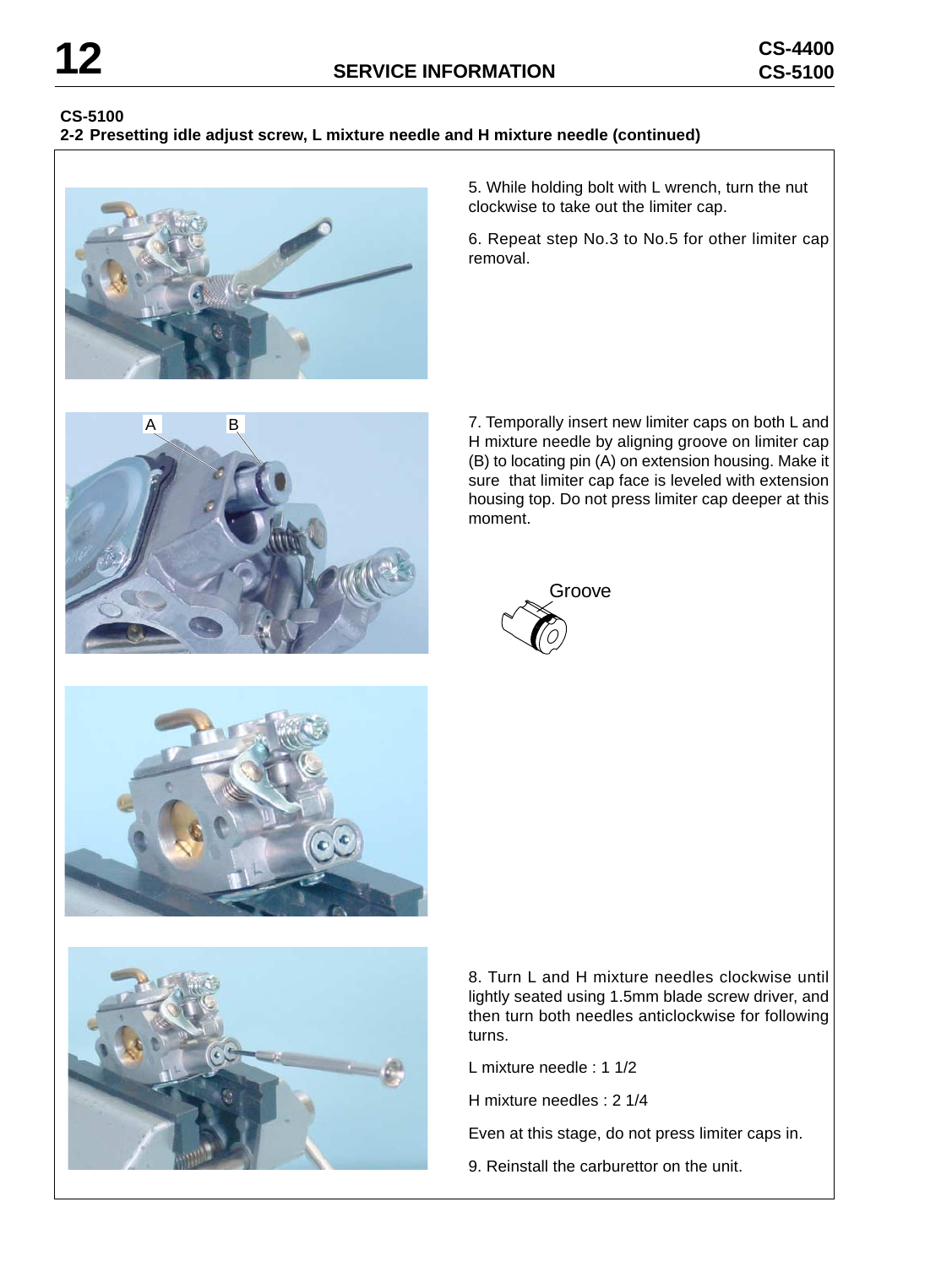**CS-5100**

**2-2 Presetting idle adjust screw, L mixture needle and H mixture needle (continued)**

5. While holding bolt with L wrench, turn the nut clockwise to take out the limiter cap.

6. Repeat step No.3 to No.5 for other limiter cap removal.

7. Temporally insert new limiter caps on both L and H mixture needle by aligning groove on limiter cap (B) to locating pin (A) on extension housing. Make it sure that limiter cap face is leveled with extension housing top. Do not press limiter cap deeper at this moment.

Groove

8. Turn L and H mixture needles clockwise until lightly seated using 1.5mm blade screw driver, and then turn both needles anticlockwise for following turns.

L mixture needle : 1 1/2

H mixture needles : 2 1/4

Even at this stage, do not press limiter caps in.

9. Reinstall the carburettor on the unit.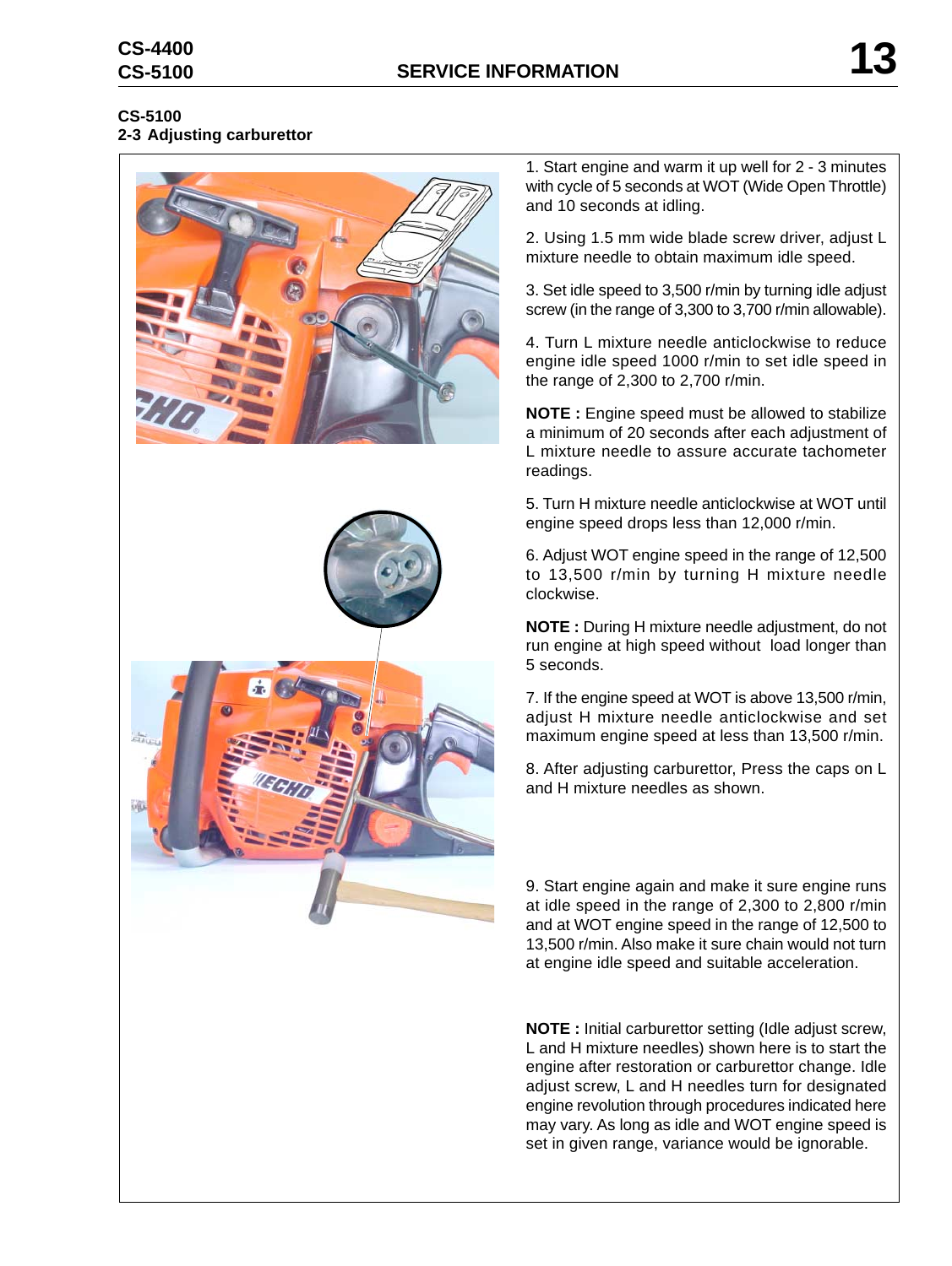### CS-5100
### 2-3 Adjusting carburettor

1. Start engine and warm it up well for 2 - 3 minutes with cycle of 5 seconds at WOT (Wide Open Throttle) and 10 seconds at idling.

2. Using 1.5 mm wide blade screw driver, adjust L mixture needle to obtain maximum idle speed.

3. Set idle speed to 3,500 r/min by turning idle adjust screw (in the range of 3,300 to 3,700 r/min allowable).

4. Turn L mixture needle anticlockwise to reduce engine idle speed 1000 r/min to set idle speed in the range of 2,300 to 2,700 r/min.

**NOTE :** Engine speed must be allowed to stabilize a minimum of 20 seconds after each adjustment of L mixture needle to assure accurate tachometer readings.

5. Turn H mixture needle anticlockwise at WOT until engine speed drops less than 12,000 r/min.

6. Adjust WOT engine speed in the range of 12,500 to 13,500 r/min by turning H mixture needle clockwise.

**NOTE :** During H mixture needle adjustment, do not run engine at high speed without load longer than 5 seconds.

7. If the engine speed at WOT is above 13,500 r/min, adjust H mixture needle anticlockwise and set maximum engine speed at less than 13,500 r/min.

8. After adjusting carburettor, Press the caps on L and H mixture needles as shown.

9. Start engine again and make it sure engine runs at idle speed in the range of 2,300 to 2,800 r/min and at WOT engine speed in the range of 12,500 to 13,500 r/min. Also make it sure chain would not turn at engine idle speed and suitable acceleration.

**NOTE :** Initial carburettor setting (Idle adjust screw, L and H mixture needles) shown here is to start the engine after restoration or carburettor change. Idle adjust screw, L and H needles turn for designated engine revolution through procedures indicated here may vary. As long as idle and WOT engine speed is set in given range, variance would be ignorable.